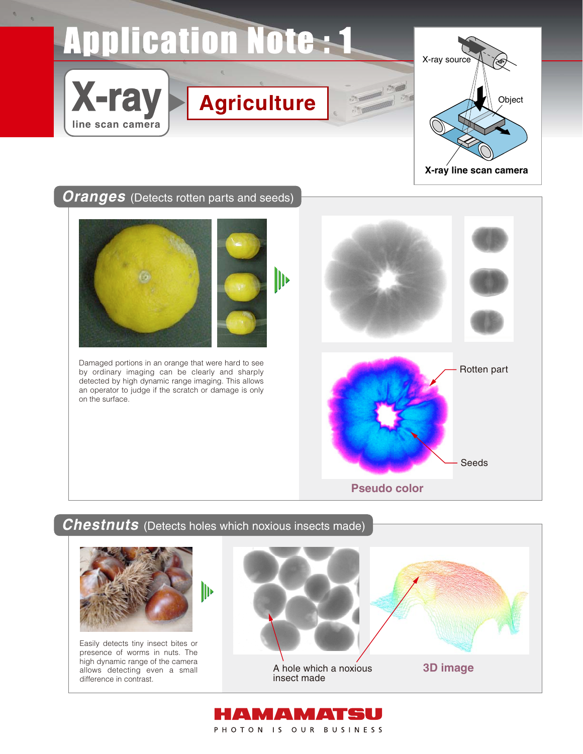# Application Note : 1

X-ray line scan camera

**Agriculture**

X-ray source

Object

X-ray line scan camera

## *Oranges* (Detects rotten parts and seeds)

Damaged portions in an orange that were hard to see by ordinary imaging can be clearly and sharply detected by high dynamic range imaging. This allows an operator to judge if the scratch or damage is only on the surface.

Rotten part

Seeds

Pseudo color

## *Chestnuts* (Detects holes which noxious insects made)

Easily detects tiny insect bites or presence of worms in nuts. The high dynamic range of the camera allows detecting even a small difference in contrast.

A hole which a noxious insect made

3D image

HAMAMATSU

PHOTON IS OUR BUSINESS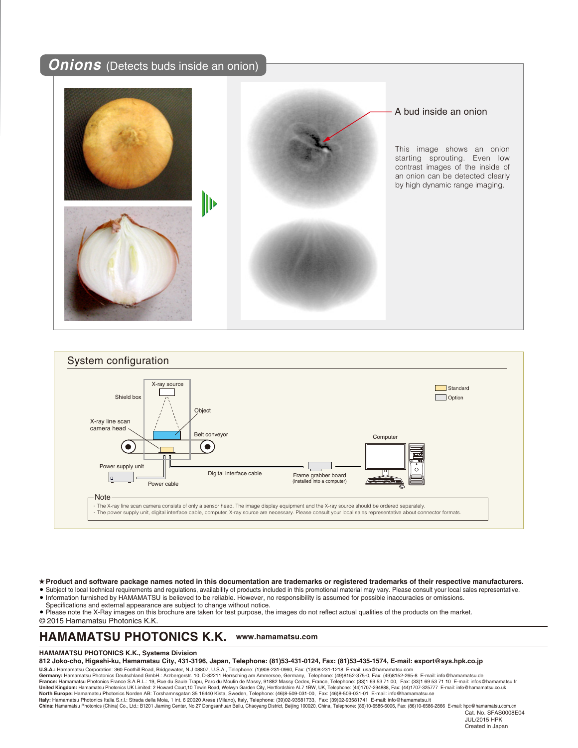## *Onions* (Detects buds inside an onion)

A bud inside an onion

This image shows an onion starting sprouting. Even low contrast images of the inside of an onion can be detected clearly by high dynamic range imaging.

## System configuration

X-ray source

Shield box

Object

X-ray line scan camera head

Belt conveyor

Computer

Power supply unit

Power cable

Digital interface cable

Frame grabber board (installed into a computer)

Standard

Option

**Note**

- The X-ray line scan camera consists of only a sensor head. The image display equipment and the X-ray source should be ordered separately.
- The power supply unit, digital interface cable, computer, X-ray source are necessary. Please consult your local sales representative about connector formats.

★**Product and software package names noted in this documentation are trademarks or registered trademarks of their respective manufacturers.**

- Subject to local technical requirements and regulations, availability of products included in this promotional material may vary. Please consult your local sales representative.
- Information furnished by HAMAMATSU is believed to be reliable. However, no responsibility is assumed for possible inaccuracies or omissions. Specifications and external appearance are subject to change without notice.
- Please note the X-Ray images on this brochure are taken for test purpose, the images do not reflect actual qualities of the products on the market.

© 2015 Hamamatsu Photonics K.K.

# HAMAMATSU PHOTONICS K.K. www.hamamatsu.com

**HAMAMATSU PHOTONICS K.K., Systems Division**

**812 Joko-cho, Higashi-ku, Hamamatsu City, 431-3196, Japan, Telephone: (81)53-431-0124, Fax: (81)53-435-1574, E-mail: export@sys.hpk.co.jp**

**U.S.A.:** Hamamatsu Corporation: 360 Foothill Road, Bridgewater, N.J 08807, U.S.A., Telephone: (1)908-231-0960, Fax: (1)908-231-1218 E-mail: usa@hamamatsu.com
**Germany:** Hamamatsu Photonics Deutschland GmbH.: Arzbergerstr. 10, D-82211 Herrsching am Ammersee, Germany, Telephone: (49)8152-375-0, Fax: (49)8152-265-8 E-mail: info@hamamatsu.de
**France:** Hamamatsu Photonics France S.A.R.L.: 19, Rue du Saule Trapu, Parc du Moulin de Massy, 91882 Massy Cedex, France, Telephone: (33)1 69 53 71 00, Fax: (33)1 69 53 71 10 E-mail: infos@hamamatsu.fr
**United Kingdom:** Hamamatsu Photonics UK Limited: 2 Howard Court,10 Tewin Road, Welwyn Garden City, Hertfordshire AL7 1BW, UK, Telephone: (44)1707-294888, Fax: (44)1707-325777 E-mail: info@hamamatsu.co.uk
**North Europe:** Hamamatsu Photonics Norden AB: Torshamnsgatan 35 16440 Kista, Sweden, Telephone: (46)8-509-031-00, Fax: (46)8-509-031-01 E-mail: info@hamamatsu.se
**Italy:** Hamamatsu Photonics Italia S.r.l.: Strada della Moia, 1 int. 6 20020 Arese (Milano), Italy, Telephone: (39)02-93581733, Fax: (39)02-93581741 E-mail: info@hamamatsu.it
**China:** Hamamatsu Photonics (China) Co., Ltd.: B1201 Jiaming Center, No.27 Dongsanhuan Beilu, Chaoyang District, Beijing 100020, China, Telephone: (86)10-6586-6006, Fax: (86)10-6586-2866 E-mail: hpc@hamamatsu.com.cn

Cat. No. SFAS0008E04
JUL/2015 HPK
Created in Japan